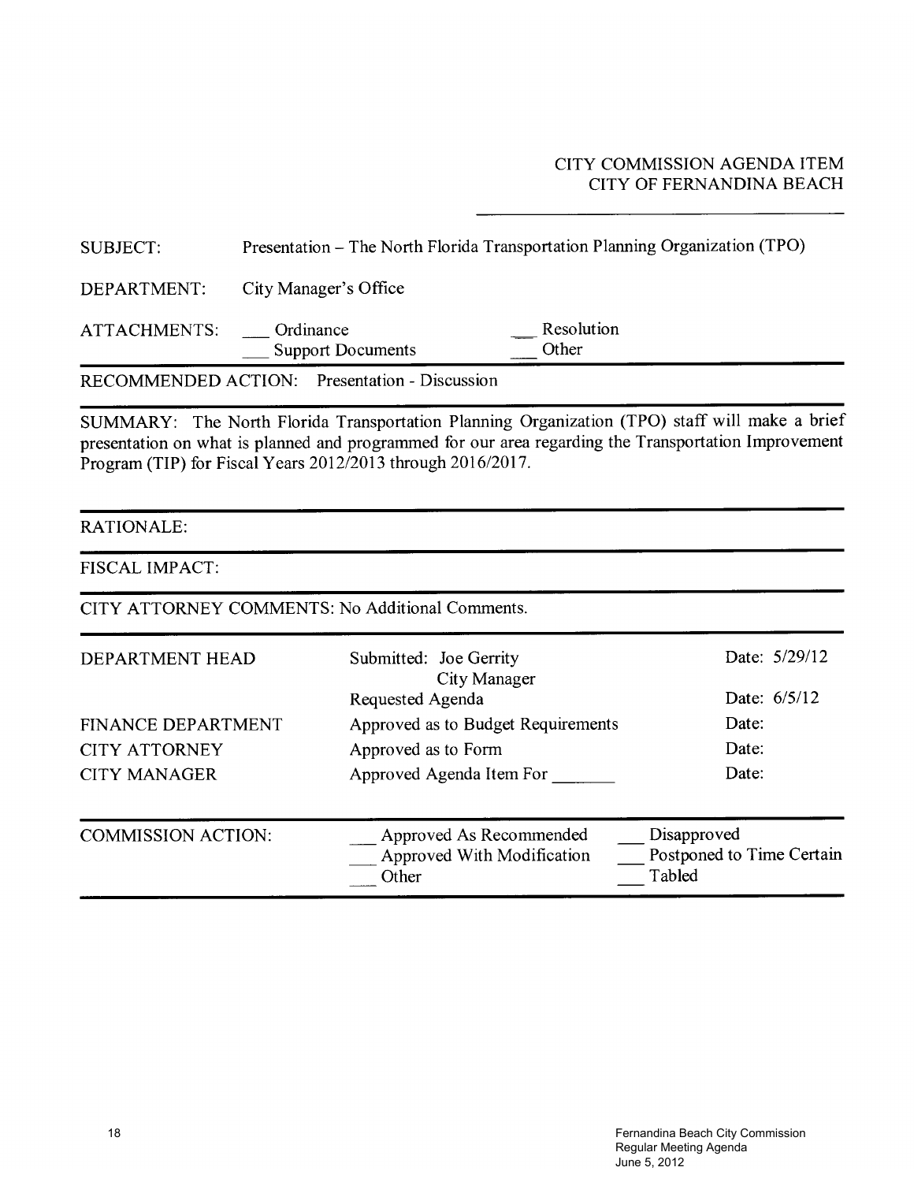CITY COMMISSION AGENDA ITEM
CITY OF FERNANDINA BEACH

**SUBJECT:** Presentation – The North Florida Transportation Planning Organization (TPO)

**DEPARTMENT:** City Manager's Office

**ATTACHMENTS:** ___ Ordinance ___ Resolution ___ Support Documents ___ Other

---

**RECOMMENDED ACTION:** Presentation - Discussion

---

**SUMMARY:** The North Florida Transportation Planning Organization (TPO) staff will make a brief presentation on what is planned and programmed for our area regarding the Transportation Improvement Program (TIP) for Fiscal Years 2012/2013 through 2016/2017.

---

**RATIONALE:**

---

**FISCAL IMPACT:**

---

**CITY ATTORNEY COMMENTS:** No Additional Comments.

---

| | | |
|---|---|---|
| DEPARTMENT HEAD | Submitted: Joe Gerrity<br>City Manager | Date: 5/29/12 |
| | Requested Agenda | Date: 6/5/12 |
| FINANCE DEPARTMENT | Approved as to Budget Requirements | Date: |
| CITY ATTORNEY | Approved as to Form | Date: |
| CITY MANAGER | Approved Agenda Item For _______ | Date: |

---

| | | |
|---|---|---|
| COMMISSION ACTION: | ___ Approved As Recommended | ___ Disapproved |
| | ___ Approved With Modification | ___ Postponed to Time Certain |
| | ___ Other | ___ Tabled |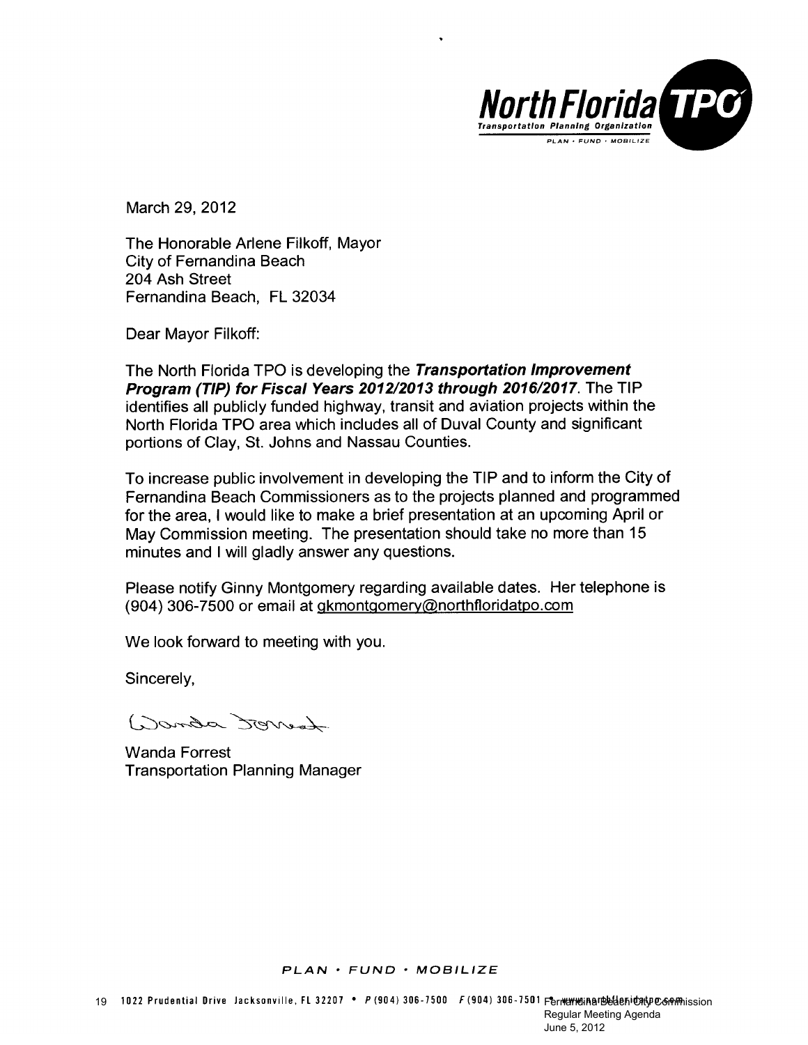North Florida TPO
Transportation Planning Organization
PLAN • FUND • MOBILIZE

March 29, 2012

The Honorable Arlene Filkoff, Mayor
City of Fernandina Beach
204 Ash Street
Fernandina Beach, FL 32034

Dear Mayor Filkoff:

The North Florida TPO is developing the ***Transportation Improvement Program (TIP) for Fiscal Years 2012/2013 through 2016/2017***. The TIP identifies all publicly funded highway, transit and aviation projects within the North Florida TPO area which includes all of Duval County and significant portions of Clay, St. Johns and Nassau Counties.

To increase public involvement in developing the TIP and to inform the City of Fernandina Beach Commissioners as to the projects planned and programmed for the area, I would like to make a brief presentation at an upcoming April or May Commission meeting. The presentation should take no more than 15 minutes and I will gladly answer any questions.

Please notify Ginny Montgomery regarding available dates. Her telephone is (904) 306-7500 or email at gkmontgomery@northfloridatpo.com

We look forward to meeting with you.

Sincerely,

Wanda Forrest

Wanda Forrest
Transportation Planning Manager

PLAN • FUND • MOBILIZE

1022 Prudential Drive Jacksonville, FL 32207 • P (904) 306-7500 F (904) 306-7501 • www.northfloridatpo.com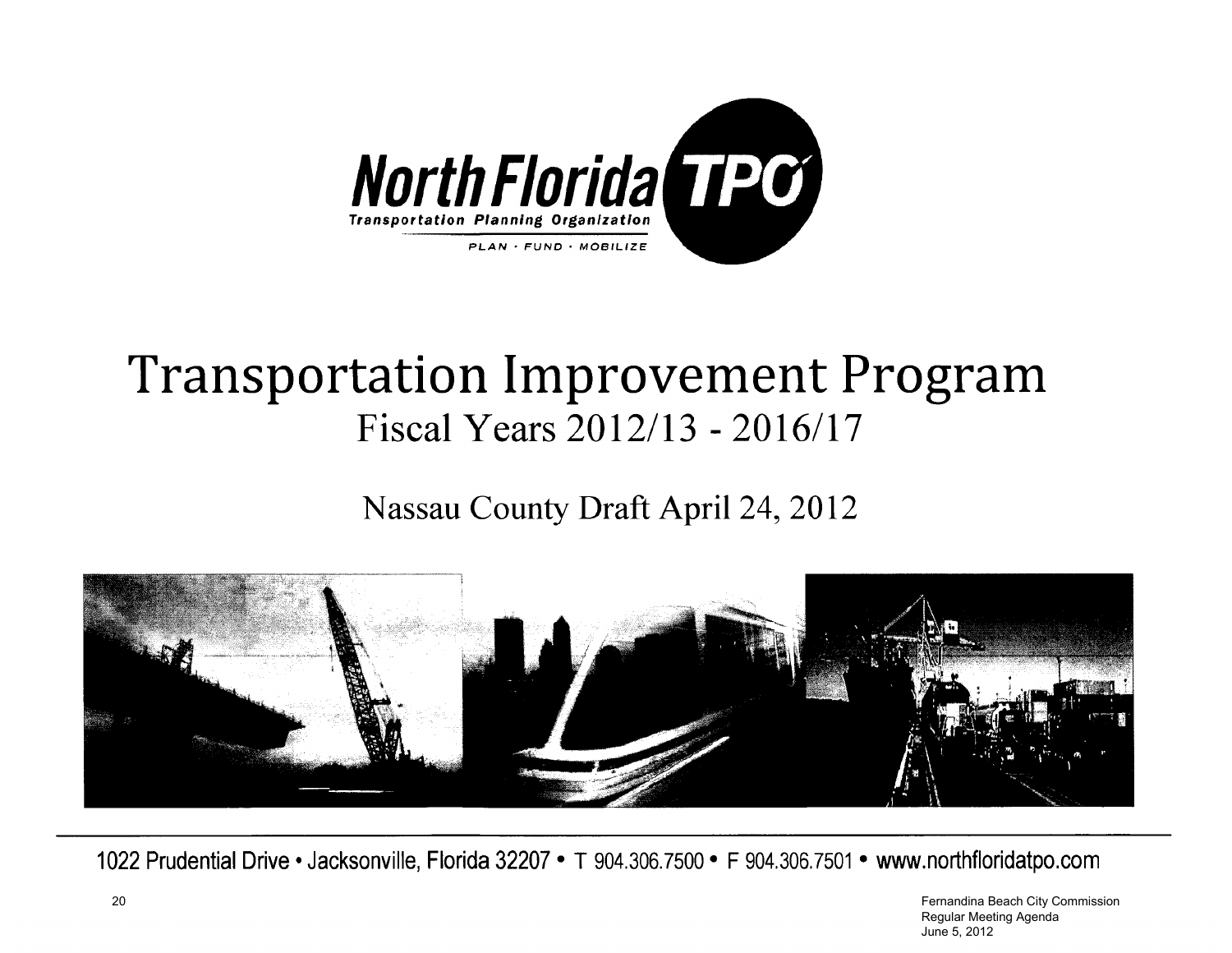**North Florida TPO**

**Transportation Planning Organization**

PLAN · FUND · MOBILIZE

# Transportation Improvement Program

## Fiscal Years 2012/13 - 2016/17

## Nassau County Draft April 24, 2012

1022 Prudential Drive • Jacksonville, Florida 32207 • T 904.306.7500 • F 904.306.7501 • www.northfloridatpo.com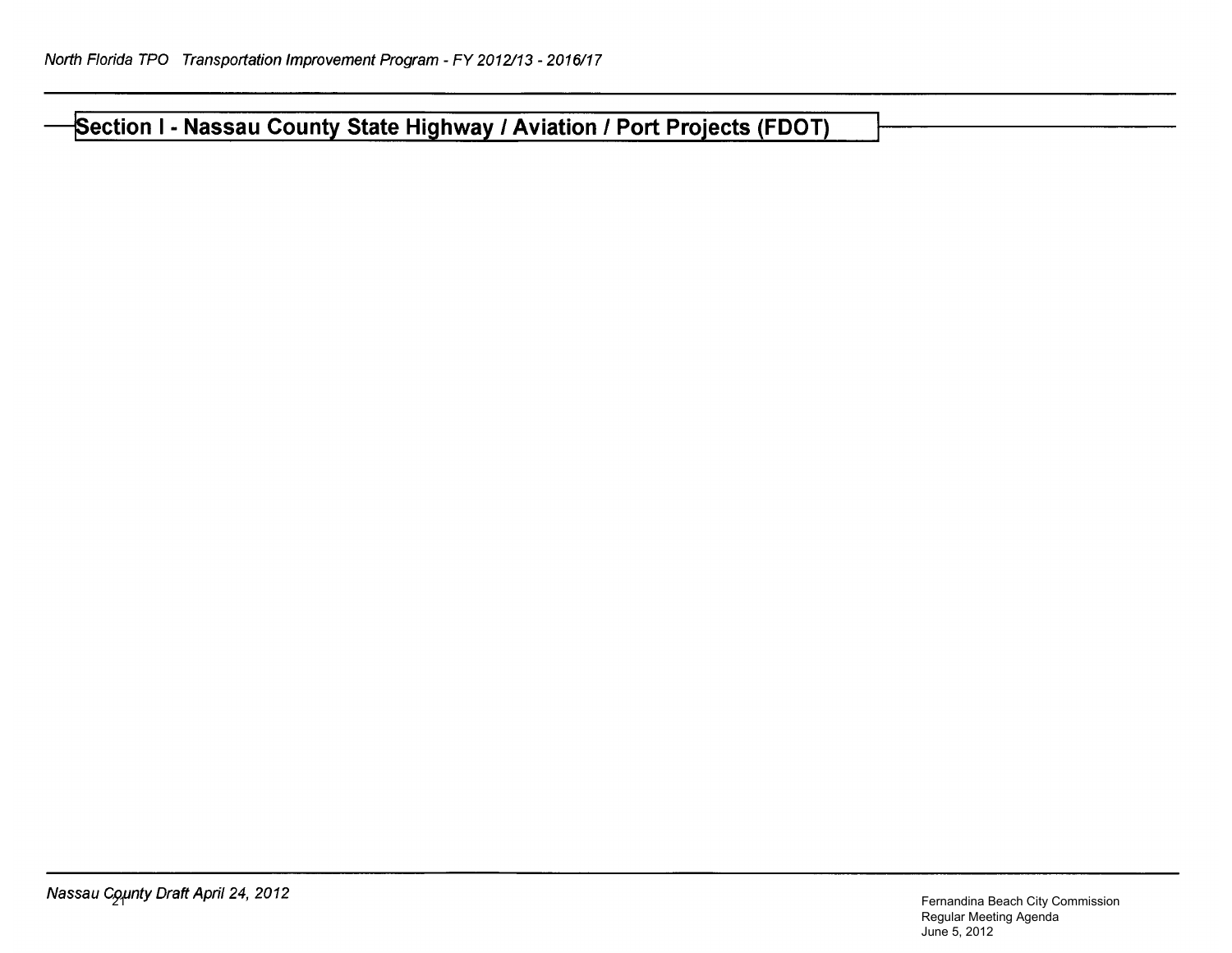# Section I - Nassau County State Highway / Aviation / Port Projects (FDOT)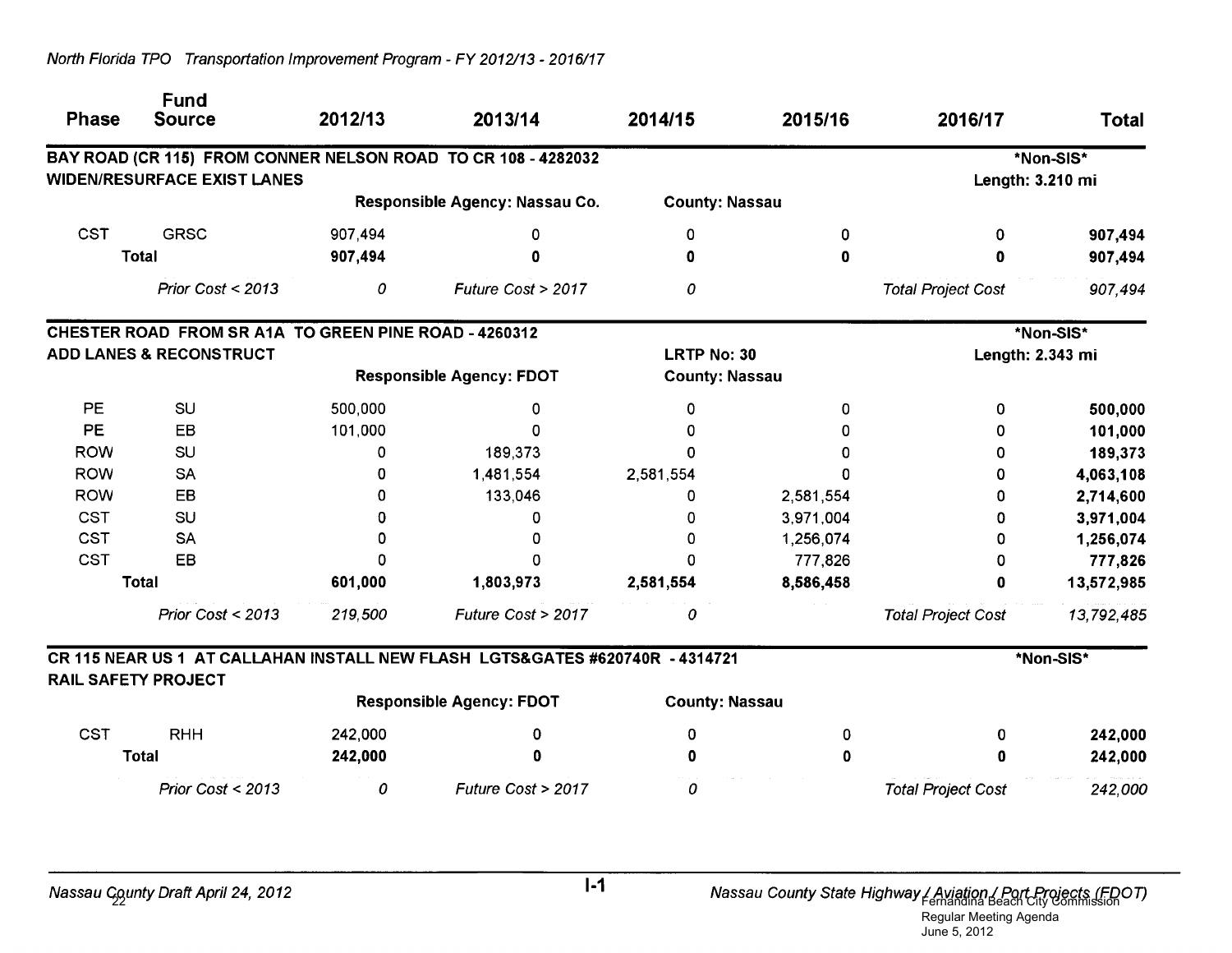| Phase | Fund Source | 2012/13 | 2013/14 | 2014/15 | 2015/16 | 2016/17 | Total |
|---|---|---|---|---|---|---|---|
| **BAY ROAD (CR 115) FROM CONNER NELSON ROAD TO CR 108 - 4282032** | | | | | | *Non-SIS* | |
| **WIDEN/RESURFACE EXIST LANES** | | | | | | Length: 3.210 mi | |
| | | Responsible Agency: Nassau Co. | | County: Nassau | | | |
| CST | GRSC | 907,494 | 0 | 0 | 0 | 0 | **907,494** |
| Total | | **907,494** | **0** | **0** | **0** | **0** | **907,494** |
| | *Prior Cost < 2013* | *0* | *Future Cost > 2017* | *0* | | *Total Project Cost* | *907,494* |
| **CHESTER ROAD FROM SR A1A TO GREEN PINE ROAD - 4260312** | | | | | | *Non-SIS* | |
| **ADD LANES & RECONSTRUCT** | | | | LRTP No: 30 | | Length: 2.343 mi | |
| | | Responsible Agency: FDOT | | County: Nassau | | | |
| PE | SU | 500,000 | 0 | 0 | 0 | 0 | **500,000** |
| PE | EB | 101,000 | 0 | 0 | 0 | 0 | **101,000** |
| ROW | SU | 0 | 189,373 | 0 | 0 | 0 | **189,373** |
| ROW | SA | 0 | 1,481,554 | 2,581,554 | 0 | 0 | **4,063,108** |
| ROW | EB | 0 | 133,046 | 0 | 2,581,554 | 0 | **2,714,600** |
| CST | SU | 0 | 0 | 0 | 3,971,004 | 0 | **3,971,004** |
| CST | SA | 0 | 0 | 0 | 1,256,074 | 0 | **1,256,074** |
| CST | EB | 0 | 0 | 0 | 777,826 | 0 | **777,826** |
| Total | | **601,000** | **1,803,973** | **2,581,554** | **8,586,458** | **0** | **13,572,985** |
| | *Prior Cost < 2013* | *219,500* | *Future Cost > 2017* | *0* | | *Total Project Cost* | *13,792,485* |
| **CR 115 NEAR US 1 AT CALLAHAN INSTALL NEW FLASH LGTS&GATES #620740R - 4314721** | | | | | | *Non-SIS* | |
| **RAIL SAFETY PROJECT** | | | | | | | |
| | | Responsible Agency: FDOT | | County: Nassau | | | |
| CST | RHH | 242,000 | 0 | 0 | 0 | 0 | **242,000** |
| Total | | **242,000** | **0** | **0** | **0** | **0** | **242,000** |
| | *Prior Cost < 2013* | *0* | *Future Cost > 2017* | *0* | | *Total Project Cost* | *242,000* |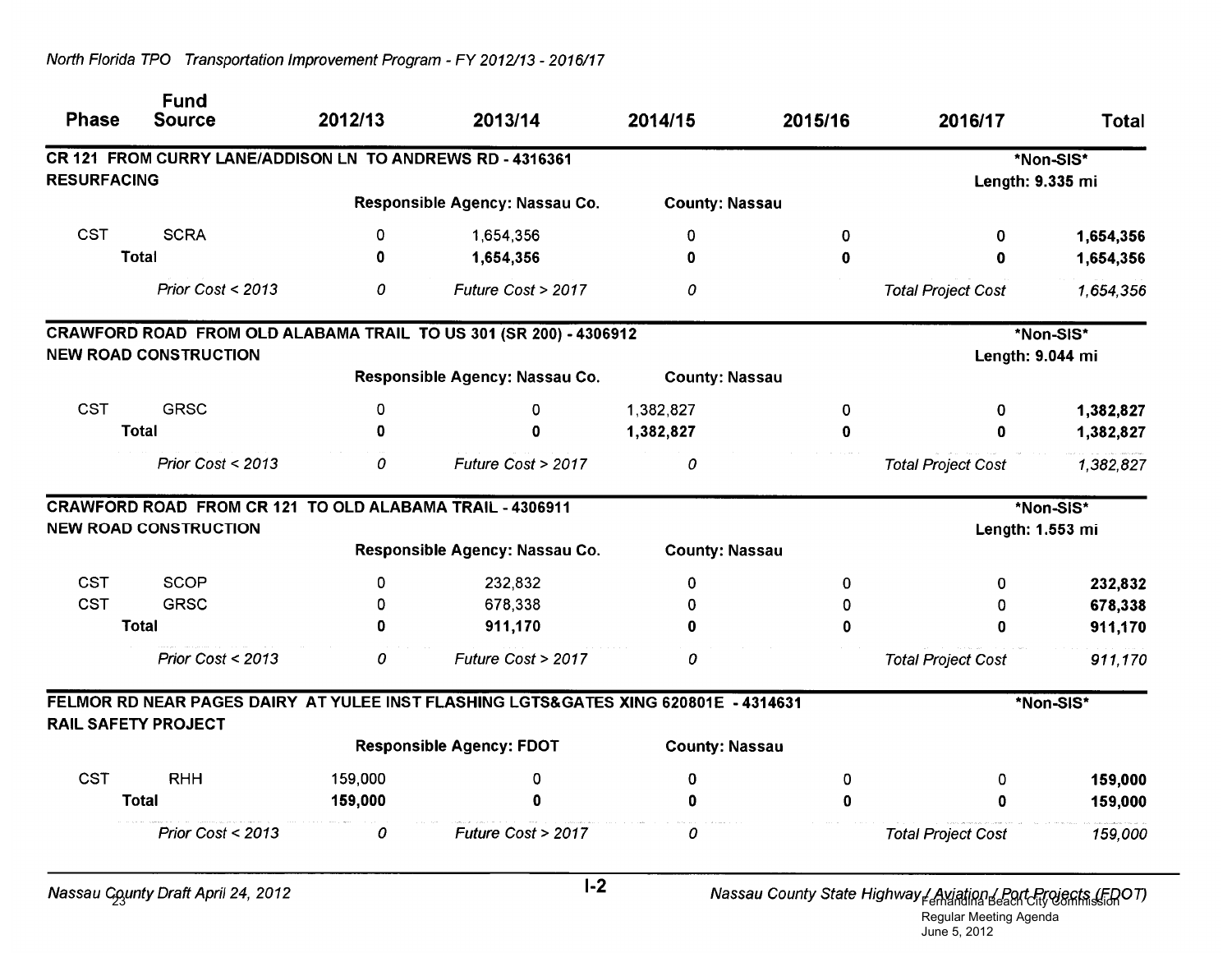| Phase | Fund Source | 2012/13 | 2013/14 | 2014/15 | 2015/16 | 2016/17 | Total |
|---|---|---|---|---|---|---|---|
| **CR 121 FROM CURRY LANE/ADDISON LN TO ANDREWS RD - 4316361** | | | | | | | *Non-SIS* |
| **RESURFACING** | | | | | | | Length: 9.335 mi |
| | | Responsible Agency: Nassau Co. | | County: Nassau | | | |
| CST | SCRA | 0 | 1,654,356 | 0 | 0 | 0 | **1,654,356** |
| | **Total** | **0** | **1,654,356** | **0** | **0** | **0** | **1,654,356** |
| | *Prior Cost < 2013* | *0* | *Future Cost > 2017* | *0* | | *Total Project Cost* | *1,654,356* |
| **CRAWFORD ROAD FROM OLD ALABAMA TRAIL TO US 301 (SR 200) - 4306912** | | | | | | | *Non-SIS* |
| **NEW ROAD CONSTRUCTION** | | | | | | | Length: 9.044 mi |
| | | Responsible Agency: Nassau Co. | | County: Nassau | | | |
| CST | GRSC | 0 | 0 | 1,382,827 | 0 | 0 | **1,382,827** |
| | **Total** | **0** | **0** | **1,382,827** | **0** | **0** | **1,382,827** |
| | *Prior Cost < 2013* | *0* | *Future Cost > 2017* | *0* | | *Total Project Cost* | *1,382,827* |
| **CRAWFORD ROAD FROM CR 121 TO OLD ALABAMA TRAIL - 4306911** | | | | | | | *Non-SIS* |
| **NEW ROAD CONSTRUCTION** | | | | | | | Length: 1.553 mi |
| | | Responsible Agency: Nassau Co. | | County: Nassau | | | |
| CST | SCOP | 0 | 232,832 | 0 | 0 | 0 | **232,832** |
| CST | GRSC | 0 | 678,338 | 0 | 0 | 0 | **678,338** |
| | **Total** | **0** | **911,170** | **0** | **0** | **0** | **911,170** |
| | *Prior Cost < 2013* | *0* | *Future Cost > 2017* | *0* | | *Total Project Cost* | *911,170* |
| **FELMOR RD NEAR PAGES DAIRY AT YULEE INST FLASHING LGTS&GATES XING 620801E - 4314631** | | | | | | | *Non-SIS* |
| **RAIL SAFETY PROJECT** | | | | | | | |
| | | Responsible Agency: FDOT | | County: Nassau | | | |
| CST | RHH | 159,000 | 0 | 0 | 0 | 0 | **159,000** |
| | **Total** | **159,000** | **0** | **0** | **0** | **0** | **159,000** |
| | *Prior Cost < 2013* | *0* | *Future Cost > 2017* | *0* | | *Total Project Cost* | *159,000* |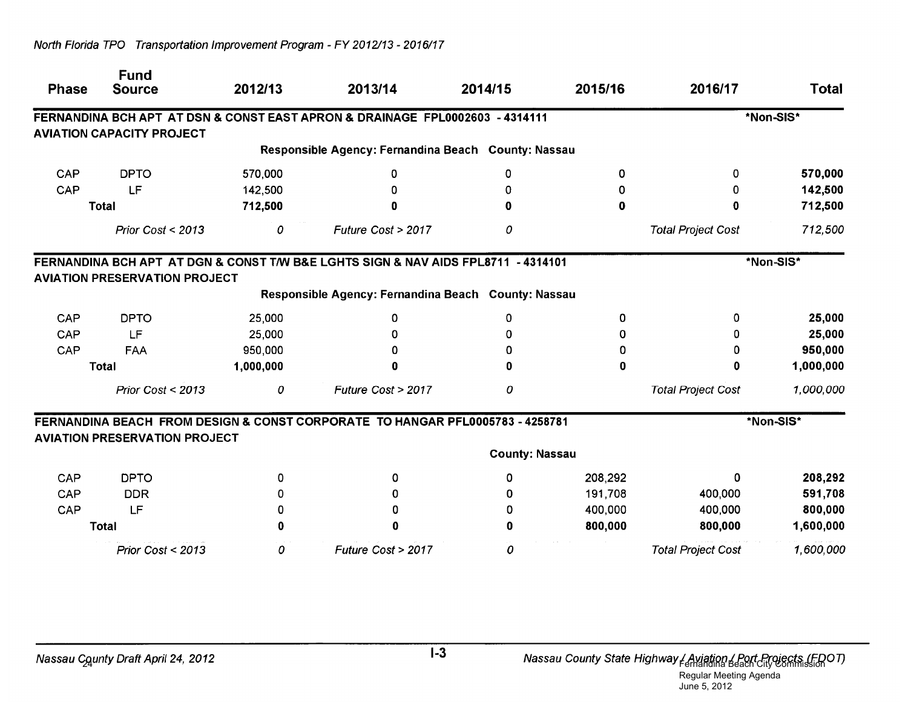North Florida TPO Transportation Improvement Program - FY 2012/13 - 2016/17

| Phase | Fund Source | 2012/13 | 2013/14 | 2014/15 | 2015/16 | 2016/17 | Total |
|---|---|---|---|---|---|---|---|
| **FERNANDINA BCH APT AT DSN & CONST EAST APRON & DRAINAGE FPL0002603 - 4314111** | | | | | | | ***Non-SIS*** |
| **AVIATION CAPACITY PROJECT** | | | | | | | |
| | | **Responsible Agency: Fernandina Beach** | | **County: Nassau** | | | |
| CAP | DPTO | 570,000 | 0 | 0 | 0 | 0 | **570,000** |
| CAP | LF | 142,500 | 0 | 0 | 0 | 0 | **142,500** |
| **Total** | | **712,500** | **0** | **0** | **0** | **0** | **712,500** |
| | *Prior Cost < 2013* | *0* | *Future Cost > 2017* | *0* | | *Total Project Cost* | *712,500* |
| **FERNANDINA BCH APT AT DGN & CONST T/W B&E LGHTS SIGN & NAV AIDS FPL8711 - 4314101** | | | | | | | ***Non-SIS*** |
| **AVIATION PRESERVATION PROJECT** | | | | | | | |
| | | **Responsible Agency: Fernandina Beach** | | **County: Nassau** | | | |
| CAP | DPTO | 25,000 | 0 | 0 | 0 | 0 | **25,000** |
| CAP | LF | 25,000 | 0 | 0 | 0 | 0 | **25,000** |
| CAP | FAA | 950,000 | 0 | 0 | 0 | 0 | **950,000** |
| **Total** | | **1,000,000** | **0** | **0** | **0** | **0** | **1,000,000** |
| | *Prior Cost < 2013* | *0* | *Future Cost > 2017* | *0* | | *Total Project Cost* | *1,000,000* |
| **FERNANDINA BEACH FROM DESIGN & CONST CORPORATE TO HANGAR PFL0005783 - 4258781** | | | | | | | ***Non-SIS*** |
| **AVIATION PRESERVATION PROJECT** | | | | | | | |
| | | | | **County: Nassau** | | | |
| CAP | DPTO | 0 | 0 | 0 | 208,292 | 0 | **208,292** |
| CAP | DDR | 0 | 0 | 0 | 191,708 | 400,000 | **591,708** |
| CAP | LF | 0 | 0 | 0 | 400,000 | 400,000 | **800,000** |
| **Total** | | **0** | **0** | **0** | **800,000** | **800,000** | **1,600,000** |
| | *Prior Cost < 2013* | *0* | *Future Cost > 2017* | *0* | | *Total Project Cost* | *1,600,000* |

*Nassau County Draft April 24, 2012* — I-3 — *Nassau County State Highway / Aviation / Port Projects (FDOT)*

Fernandina Beach City Commission
Regular Meeting Agenda
June 5, 2012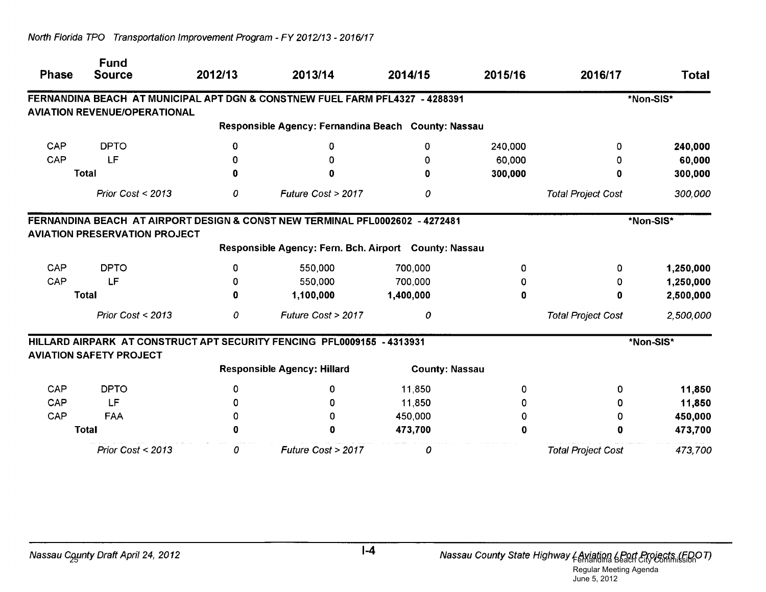| Phase | Fund Source | 2012/13 | 2013/14 | 2014/15 | 2015/16 | 2016/17 | Total |
|---|---|---|---|---|---|---|---|
| **FERNANDINA BEACH AT MUNICIPAL APT DGN & CONSTNEW FUEL FARM PFL4327 - 4288391** | | | | | | | ***Non-SIS*** |
| **AVIATION REVENUE/OPERATIONAL** | | | | | | | |
| | | **Responsible Agency: Fernandina Beach** | | **County: Nassau** | | | |
| CAP | DPTO | 0 | 0 | 0 | 240,000 | 0 | **240,000** |
| CAP | LF | 0 | 0 | 0 | 60,000 | 0 | **60,000** |
| **Total** | | **0** | **0** | **0** | **300,000** | **0** | **300,000** |
| | *Prior Cost < 2013* | *0* | *Future Cost > 2017* | *0* | | *Total Project Cost* | *300,000* |
| **FERNANDINA BEACH AT AIRPORT DESIGN & CONST NEW TERMINAL PFL0002602 - 4272481** | | | | | | | ***Non-SIS*** |
| **AVIATION PRESERVATION PROJECT** | | | | | | | |
| | | **Responsible Agency: Fern. Bch. Airport** | | **County: Nassau** | | | |
| CAP | DPTO | 0 | 550,000 | 700,000 | 0 | 0 | **1,250,000** |
| CAP | LF | 0 | 550,000 | 700,000 | 0 | 0 | **1,250,000** |
| **Total** | | **0** | **1,100,000** | **1,400,000** | **0** | **0** | **2,500,000** |
| | *Prior Cost < 2013* | *0* | *Future Cost > 2017* | *0* | | *Total Project Cost* | *2,500,000* |
| **HILLARD AIRPARK AT CONSTRUCT APT SECURITY FENCING PFL0009155 - 4313931** | | | | | | | ***Non-SIS*** |
| **AVIATION SAFETY PROJECT** | | | | | | | |
| | | **Responsible Agency: Hillard** | | **County: Nassau** | | | |
| CAP | DPTO | 0 | 0 | 11,850 | 0 | 0 | **11,850** |
| CAP | LF | 0 | 0 | 11,850 | 0 | 0 | **11,850** |
| CAP | FAA | 0 | 0 | 450,000 | 0 | 0 | **450,000** |
| **Total** | | **0** | **0** | **473,700** | **0** | **0** | **473,700** |
| | *Prior Cost < 2013* | *0* | *Future Cost > 2017* | *0* | | *Total Project Cost* | *473,700* |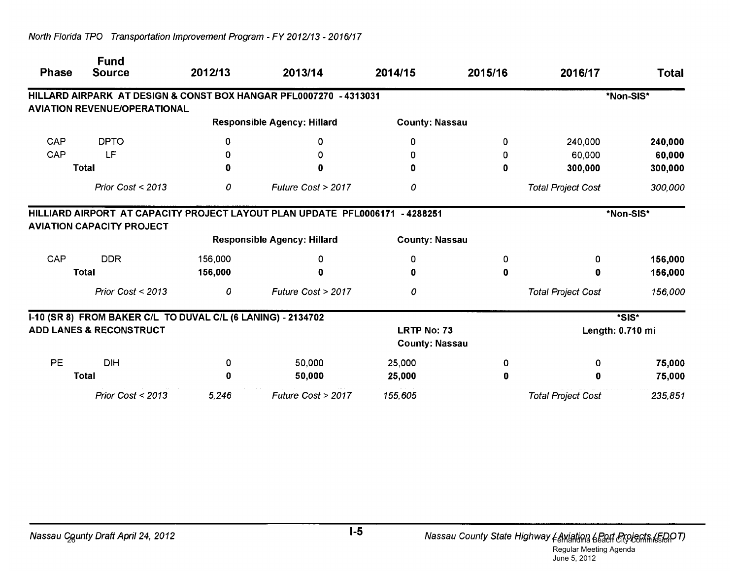| Phase | Fund Source | 2012/13 | 2013/14 | 2014/15 | 2015/16 | 2016/17 | Total |
|---|---|---|---|---|---|---|---|
| **HILLARD AIRPARK AT DESIGN & CONST BOX HANGAR PFL0007270 - 4313031** | | | | | | | ***Non-SIS*** |
| **AVIATION REVENUE/OPERATIONAL** | | | | | | | |
| | | | **Responsible Agency: Hillard** | **County: Nassau** | | | |
| CAP | DPTO | 0 | 0 | 0 | 0 | 240,000 | **240,000** |
| CAP | LF | 0 | 0 | 0 | 0 | 60,000 | **60,000** |
| | **Total** | **0** | **0** | **0** | **0** | **300,000** | **300,000** |
| | *Prior Cost < 2013* | *0* | *Future Cost > 2017* | *0* | | *Total Project Cost* | *300,000* |
| **HILLIARD AIRPORT AT CAPACITY PROJECT LAYOUT PLAN UPDATE PFL0006171 - 4288251** | | | | | | | ***Non-SIS*** |
| **AVIATION CAPACITY PROJECT** | | | | | | | |
| | | | **Responsible Agency: Hillard** | **County: Nassau** | | | |
| CAP | DDR | 156,000 | 0 | 0 | 0 | 0 | **156,000** |
| | **Total** | **156,000** | **0** | **0** | **0** | **0** | **156,000** |
| | *Prior Cost < 2013* | *0* | *Future Cost > 2017* | *0* | | *Total Project Cost* | *156,000* |
| **I-10 (SR 8) FROM BAKER C/L TO DUVAL C/L (6 LANING) - 2134702** | | | | | | | ***SIS*** |
| **ADD LANES & RECONSTRUCT** | | | | **LRTP No: 73** | | **Length: 0.710 mi** | |
| | | | | **County: Nassau** | | | |
| PE | DIH | 0 | 50,000 | 25,000 | 0 | 0 | **75,000** |
| | **Total** | **0** | **50,000** | **25,000** | **0** | **0** | **75,000** |
| | *Prior Cost < 2013* | *5,246* | *Future Cost > 2017* | *155,605* | | *Total Project Cost* | *235,851* |

Fernandina Beach City Commission
Regular Meeting Agenda
June 5, 2012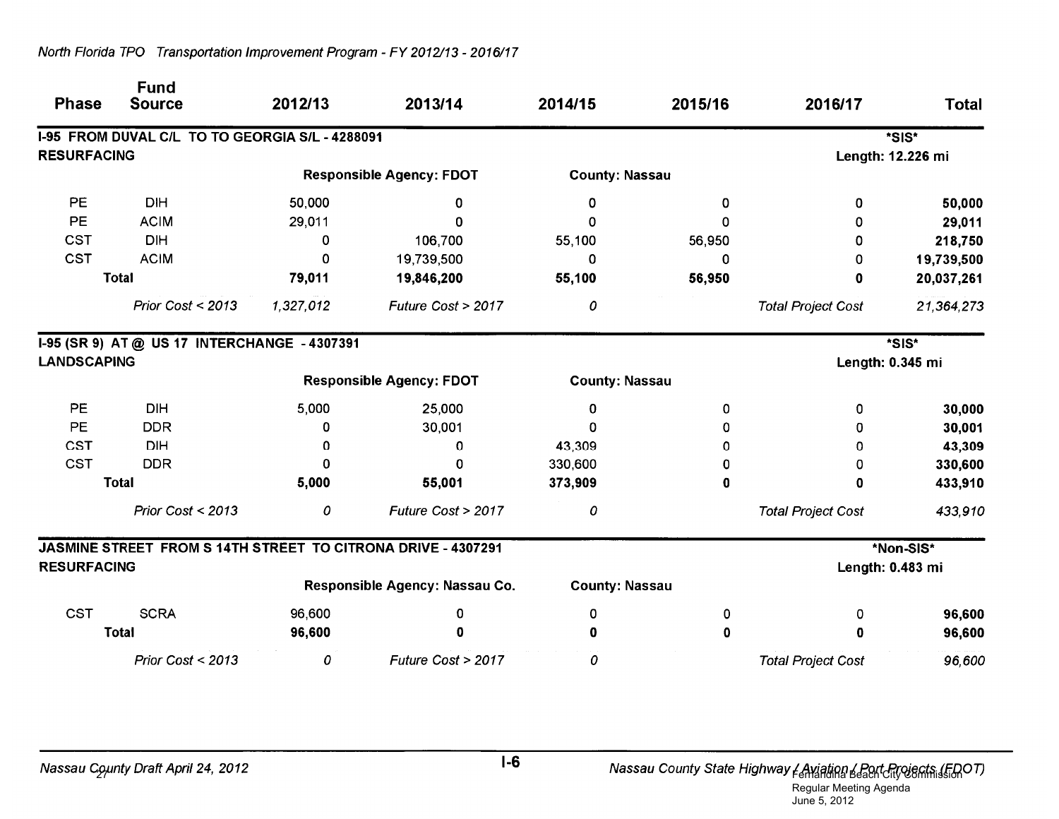North Florida TPO Transportation Improvement Program - FY 2012/13 - 2016/17

| Phase | Fund Source | 2012/13 | 2013/14 | 2014/15 | 2015/16 | 2016/17 | Total |
|---|---|---|---|---|---|---|---|
| **I-95 FROM DUVAL C/L TO TO GEORGIA S/L - 4288091** | | | | | | | ***SIS*** |
| **RESURFACING** | | | | | | | **Length: 12.226 mi** |
| | | | **Responsible Agency: FDOT** | **County: Nassau** | | | |
| PE | DIH | 50,000 | 0 | 0 | 0 | 0 | **50,000** |
| PE | ACIM | 29,011 | 0 | 0 | 0 | 0 | **29,011** |
| CST | DIH | 0 | 106,700 | 55,100 | 56,950 | 0 | **218,750** |
| CST | ACIM | 0 | 19,739,500 | 0 | 0 | 0 | **19,739,500** |
| **Total** | | **79,011** | **19,846,200** | **55,100** | **56,950** | **0** | **20,037,261** |
| | *Prior Cost < 2013* | *1,327,012* | *Future Cost > 2017* | *0* | | *Total Project Cost* | *21,364,273* |
| **I-95 (SR 9) AT @ US 17 INTERCHANGE - 4307391** | | | | | | | ***SIS*** |
| **LANDSCAPING** | | | | | | | **Length: 0.345 mi** |
| | | | **Responsible Agency: FDOT** | **County: Nassau** | | | |
| PE | DIH | 5,000 | 25,000 | 0 | 0 | 0 | **30,000** |
| PE | DDR | 0 | 30,001 | 0 | 0 | 0 | **30,001** |
| CST | DIH | 0 | 0 | 43,309 | 0 | 0 | **43,309** |
| CST | DDR | 0 | 0 | 330,600 | 0 | 0 | **330,600** |
| **Total** | | **5,000** | **55,001** | **373,909** | **0** | **0** | **433,910** |
| | *Prior Cost < 2013* | *0* | *Future Cost > 2017* | *0* | | *Total Project Cost* | *433,910* |
| **JASMINE STREET FROM S 14TH STREET TO CITRONA DRIVE - 4307291** | | | | | | | ***Non-SIS*** |
| **RESURFACING** | | | | | | | **Length: 0.483 mi** |
| | | | **Responsible Agency: Nassau Co.** | **County: Nassau** | | | |
| CST | SCRA | 96,600 | 0 | 0 | 0 | 0 | **96,600** |
| **Total** | | **96,600** | **0** | **0** | **0** | **0** | **96,600** |
| | *Prior Cost < 2013* | *0* | *Future Cost > 2017* | *0* | | *Total Project Cost* | *96,600* |

*Nassau County Draft April 24, 2012* — I-6 — *Nassau County State Highway / Aviation / Port Projects (FDOT)*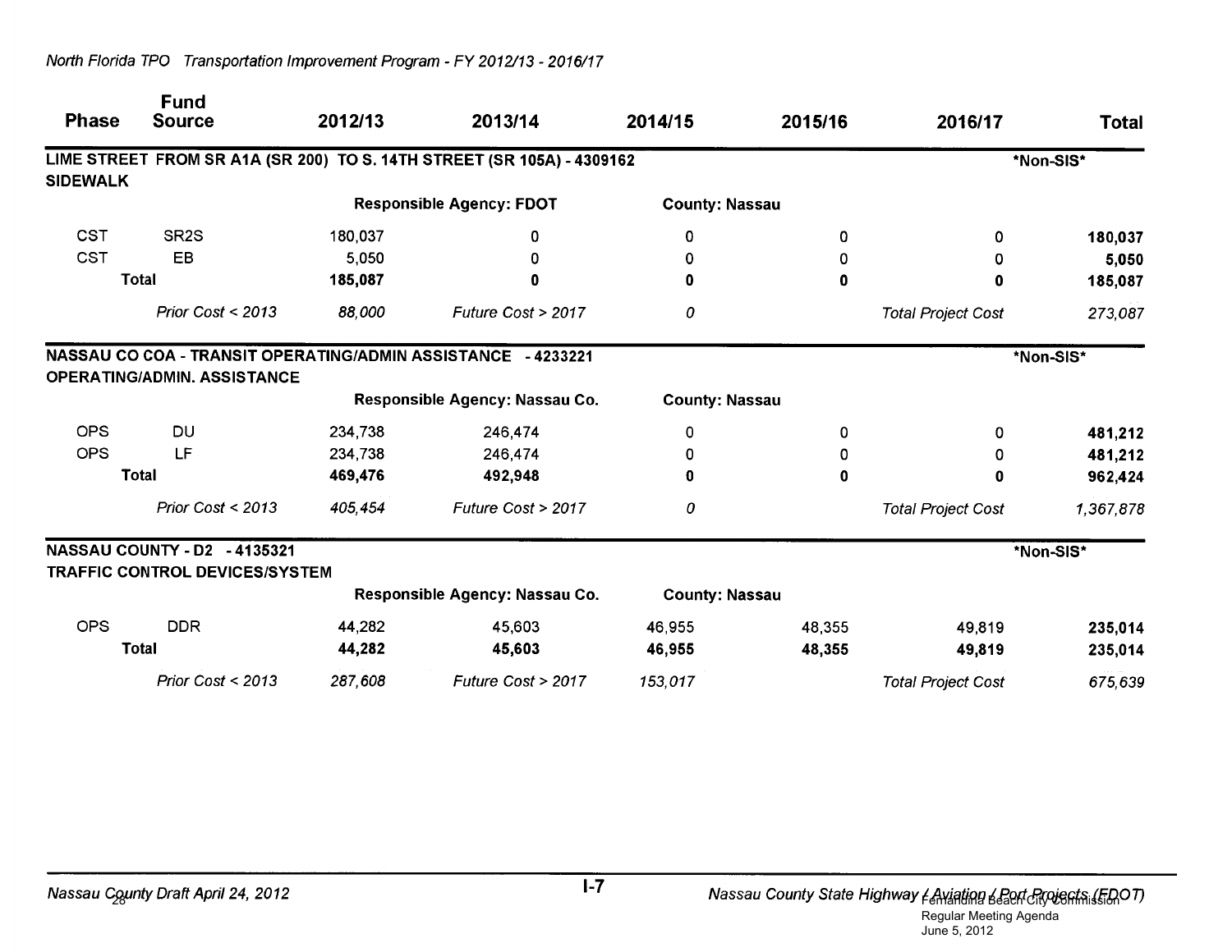| Phase | Fund Source | 2012/13 | 2013/14 | 2014/15 | 2015/16 | 2016/17 | Total |
|---|---|---|---|---|---|---|---|
| **LIME STREET FROM SR A1A (SR 200) TO S. 14TH STREET (SR 105A) - 4309162** | | | | | | | ***Non-SIS*** |
| **SIDEWALK** | | | | | | | |
| | | | **Responsible Agency: FDOT** | **County: Nassau** | | | |
| CST | SR2S | 180,037 | 0 | 0 | 0 | 0 | **180,037** |
| CST | EB | 5,050 | 0 | 0 | 0 | 0 | **5,050** |
| **Total** | | **185,087** | **0** | **0** | **0** | **0** | **185,087** |
| | *Prior Cost < 2013* | *88,000* | *Future Cost > 2017* | *0* | | *Total Project Cost* | *273,087* |
| **NASSAU CO COA - TRANSIT OPERATING/ADMIN ASSISTANCE - 4233221** | | | | | | | ***Non-SIS*** |
| **OPERATING/ADMIN. ASSISTANCE** | | | | | | | |
| | | | **Responsible Agency: Nassau Co.** | **County: Nassau** | | | |
| OPS | DU | 234,738 | 246,474 | 0 | 0 | 0 | **481,212** |
| OPS | LF | 234,738 | 246,474 | 0 | 0 | 0 | **481,212** |
| **Total** | | **469,476** | **492,948** | **0** | **0** | **0** | **962,424** |
| | *Prior Cost < 2013* | *405,454* | *Future Cost > 2017* | *0* | | *Total Project Cost* | *1,367,878* |
| **NASSAU COUNTY - D2 - 4135321** | | | | | | | ***Non-SIS*** |
| **TRAFFIC CONTROL DEVICES/SYSTEM** | | | | | | | |
| | | | **Responsible Agency: Nassau Co.** | **County: Nassau** | | | |
| OPS | DDR | 44,282 | 45,603 | 46,955 | 48,355 | 49,819 | **235,014** |
| **Total** | | **44,282** | **45,603** | **46,955** | **48,355** | **49,819** | **235,014** |
| | *Prior Cost < 2013* | *287,608* | *Future Cost > 2017* | *153,017* | | *Total Project Cost* | *675,639* |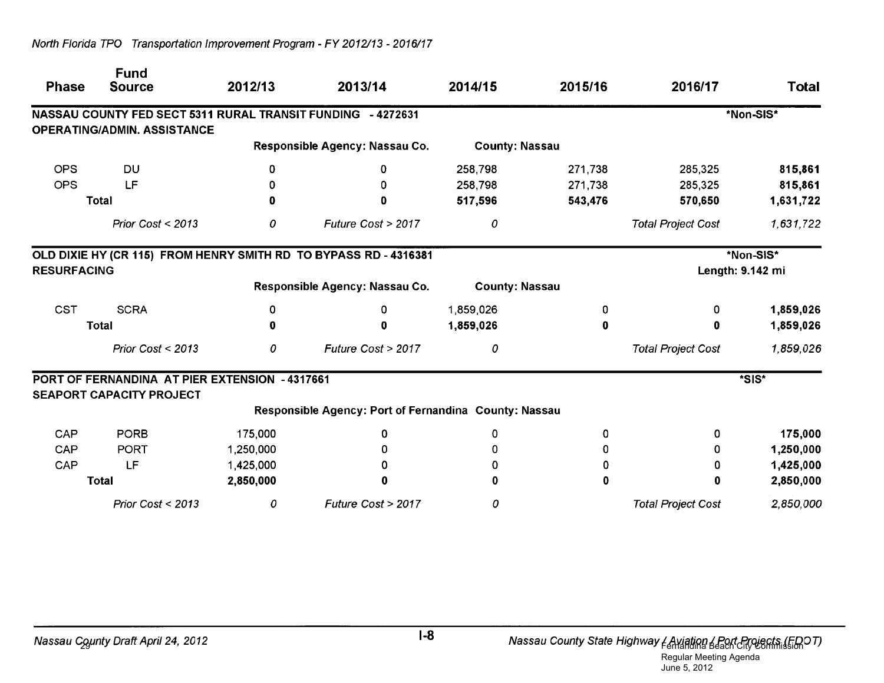| Phase | Fund Source | 2012/13 | 2013/14 | 2014/15 | 2015/16 | 2016/17 | Total |
|---|---|---|---|---|---|---|---|
| **NASSAU COUNTY FED SECT 5311 RURAL TRANSIT FUNDING - 4272631** | | | | | | | ***Non-SIS*** |
| **OPERATING/ADMIN. ASSISTANCE** | | | | | | | |
| | | **Responsible Agency: Nassau Co.** | | **County: Nassau** | | | |
| OPS | DU | 0 | 0 | 258,798 | 271,738 | 285,325 | **815,861** |
| OPS | LF | 0 | 0 | 258,798 | 271,738 | 285,325 | **815,861** |
| **Total** | | **0** | **0** | **517,596** | **543,476** | **570,650** | **1,631,722** |
| | *Prior Cost < 2013* | *0* | *Future Cost > 2017* | *0* | | *Total Project Cost* | *1,631,722* |
| **OLD DIXIE HY (CR 115) FROM HENRY SMITH RD TO BYPASS RD - 4316381** | | | | | | | ***Non-SIS*** |
| **RESURFACING** | | | | | | | **Length: 9.142 mi** |
| | | **Responsible Agency: Nassau Co.** | | **County: Nassau** | | | |
| CST | SCRA | 0 | 0 | 1,859,026 | 0 | 0 | **1,859,026** |
| **Total** | | **0** | **0** | **1,859,026** | **0** | **0** | **1,859,026** |
| | *Prior Cost < 2013* | *0* | *Future Cost > 2017* | *0* | | *Total Project Cost* | *1,859,026* |
| **PORT OF FERNANDINA AT PIER EXTENSION - 4317661** | | | | | | | ***SIS*** |
| **SEAPORT CAPACITY PROJECT** | | | | | | | |
| | | **Responsible Agency: Port of Fernandina** | | **County: Nassau** | | | |
| CAP | PORB | 175,000 | 0 | 0 | 0 | 0 | **175,000** |
| CAP | PORT | 1,250,000 | 0 | 0 | 0 | 0 | **1,250,000** |
| CAP | LF | 1,425,000 | 0 | 0 | 0 | 0 | **1,425,000** |
| **Total** | | **2,850,000** | **0** | **0** | **0** | **0** | **2,850,000** |
| | *Prior Cost < 2013* | *0* | *Future Cost > 2017* | *0* | | *Total Project Cost* | *2,850,000* |

*Nassau County Draft April 24, 2012* I-8 *Nassau County State Highway / Aviation / Port Projects (FDOT)*

Fernandina Beach City Commission
Regular Meeting Agenda
June 5, 2012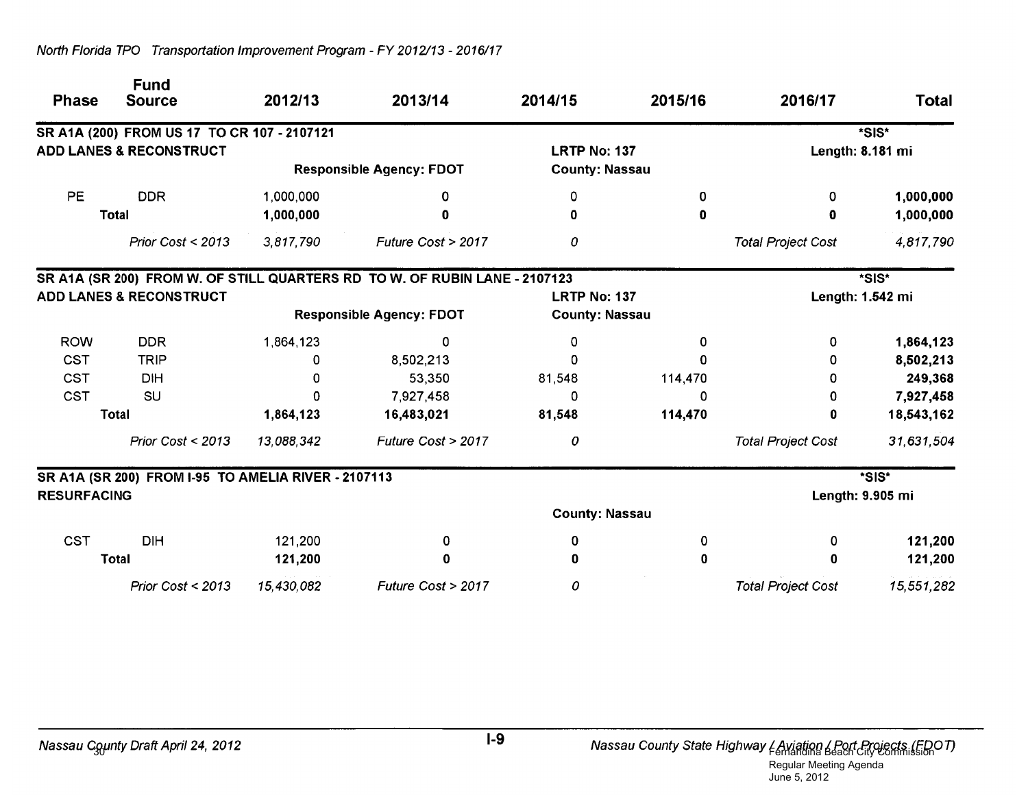North Florida TPO Transportation Improvement Program - FY 2012/13 - 2016/17

| Phase | Fund Source | 2012/13 | 2013/14 | 2014/15 | 2015/16 | 2016/17 | Total |
|---|---|---|---|---|---|---|---|
| **SR A1A (200) FROM US 17 TO CR 107 - 2107121** | | | | | | | ***SIS*** |
| **ADD LANES & RECONSTRUCT** | | | | **LRTP No: 137** | | | **Length: 8.181 mi** |
| | | | **Responsible Agency: FDOT** | **County: Nassau** | | | |
| PE | DDR | 1,000,000 | 0 | 0 | 0 | 0 | **1,000,000** |
| **Total** | | **1,000,000** | **0** | **0** | **0** | **0** | **1,000,000** |
| | *Prior Cost < 2013* | *3,817,790* | *Future Cost > 2017* | *0* | | *Total Project Cost* | *4,817,790* |
| **SR A1A (SR 200) FROM W. OF STILL QUARTERS RD TO W. OF RUBIN LANE - 2107123** | | | | | | | ***SIS*** |
| **ADD LANES & RECONSTRUCT** | | | | **LRTP No: 137** | | | **Length: 1.542 mi** |
| | | | **Responsible Agency: FDOT** | **County: Nassau** | | | |
| ROW | DDR | 1,864,123 | 0 | 0 | 0 | 0 | **1,864,123** |
| CST | TRIP | 0 | 8,502,213 | 0 | 0 | 0 | **8,502,213** |
| CST | DIH | 0 | 53,350 | 81,548 | 114,470 | 0 | **249,368** |
| CST | SU | 0 | 7,927,458 | 0 | 0 | 0 | **7,927,458** |
| **Total** | | **1,864,123** | **16,483,021** | **81,548** | **114,470** | **0** | **18,543,162** |
| | *Prior Cost < 2013* | *13,088,342* | *Future Cost > 2017* | *0* | | *Total Project Cost* | *31,631,504* |
| **SR A1A (SR 200) FROM I-95 TO AMELIA RIVER - 2107113** | | | | | | | ***SIS*** |
| **RESURFACING** | | | | | | | **Length: 9.905 mi** |
| | | | | **County: Nassau** | | | |
| CST | DIH | 121,200 | 0 | 0 | 0 | 0 | **121,200** |
| **Total** | | **121,200** | **0** | **0** | **0** | **0** | **121,200** |
| | *Prior Cost < 2013* | *15,430,082* | *Future Cost > 2017* | *0* | | *Total Project Cost* | *15,551,282* |

*Nassau County Draft April 24, 2012* — I-9 — *Nassau County State Highway / Aviation / Port Projects (FDOT)*

Fernandina Beach City Commission
Regular Meeting Agenda
June 5, 2012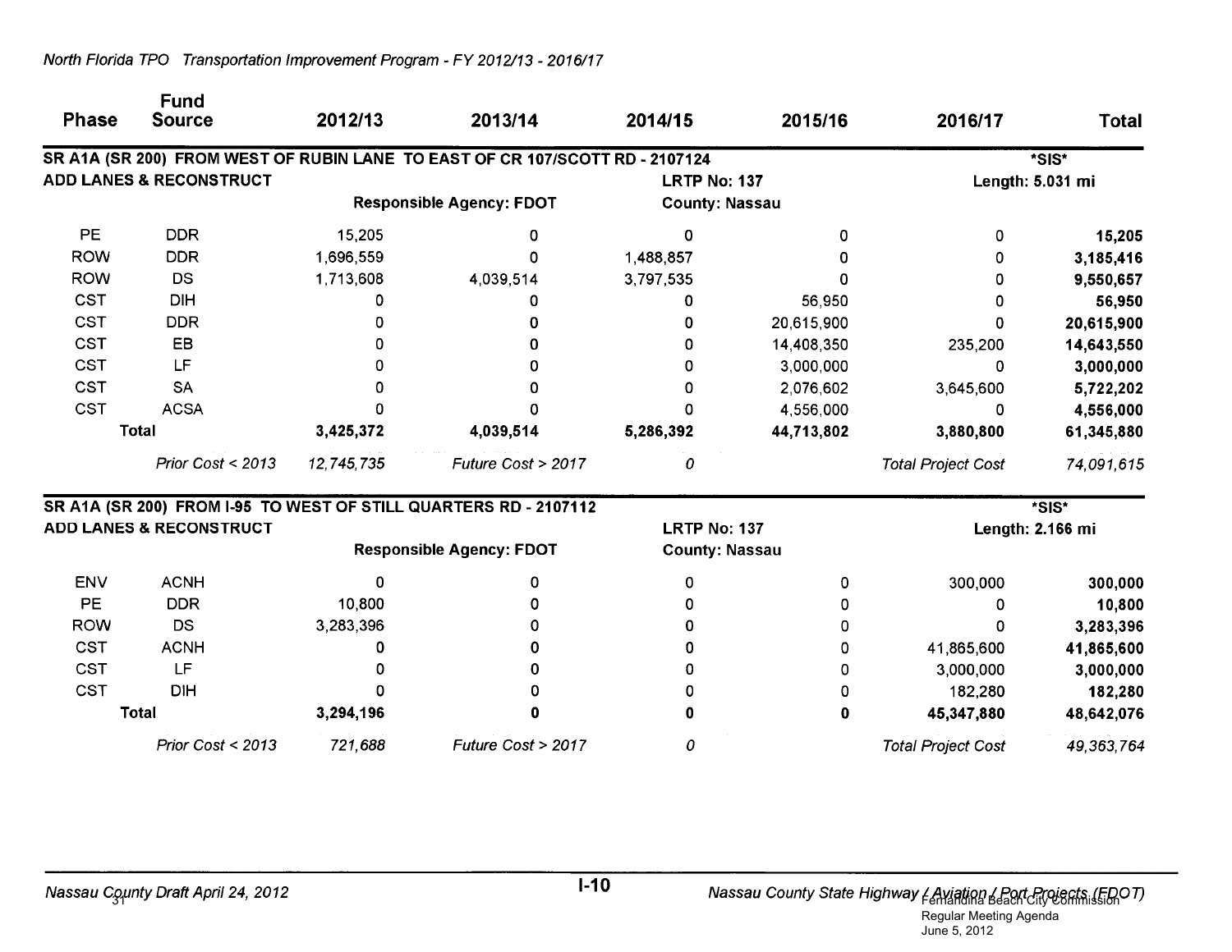North Florida TPO Transportation Improvement Program - FY 2012/13 - 2016/17

| Phase | Fund Source | 2012/13 | 2013/14 | 2014/15 | 2015/16 | 2016/17 | Total |
|---|---|---|---|---|---|---|---|
| **SR A1A (SR 200) FROM WEST OF RUBIN LANE TO EAST OF CR 107/SCOTT RD - 2107124** | | | | | | **\*SIS\*** | |
| **ADD LANES & RECONSTRUCT** | | | | **LRTP No: 137** | | **Length: 5.031 mi** | |
| | | | **Responsible Agency: FDOT** | **County: Nassau** | | | |
| PE | DDR | 15,205 | 0 | 0 | 0 | 0 | **15,205** |
| ROW | DDR | 1,696,559 | 0 | 1,488,857 | 0 | 0 | **3,185,416** |
| ROW | DS | 1,713,608 | 4,039,514 | 3,797,535 | 0 | 0 | **9,550,657** |
| CST | DIH | 0 | 0 | 0 | 56,950 | 0 | **56,950** |
| CST | DDR | 0 | 0 | 0 | 20,615,900 | 0 | **20,615,900** |
| CST | EB | 0 | 0 | 0 | 14,408,350 | 235,200 | **14,643,550** |
| CST | LF | 0 | 0 | 0 | 3,000,000 | 0 | **3,000,000** |
| CST | SA | 0 | 0 | 0 | 2,076,602 | 3,645,600 | **5,722,202** |
| CST | ACSA | 0 | 0 | 0 | 4,556,000 | 0 | **4,556,000** |
| **Total** | | **3,425,372** | **4,039,514** | **5,286,392** | **44,713,802** | **3,880,800** | **61,345,880** |
| | *Prior Cost < 2013* | *12,745,735* | *Future Cost > 2017* | *0* | | *Total Project Cost* | *74,091,615* |

| Phase | Fund Source | 2012/13 | 2013/14 | 2014/15 | 2015/16 | 2016/17 | Total |
|---|---|---|---|---|---|---|---|
| **SR A1A (SR 200) FROM I-95 TO WEST OF STILL QUARTERS RD - 2107112** | | | | | | **\*SIS\*** | |
| **ADD LANES & RECONSTRUCT** | | | | **LRTP No: 137** | | **Length: 2.166 mi** | |
| | | | **Responsible Agency: FDOT** | **County: Nassau** | | | |
| ENV | ACNH | 0 | 0 | 0 | 0 | 300,000 | **300,000** |
| PE | DDR | 10,800 | 0 | 0 | 0 | 0 | **10,800** |
| ROW | DS | 3,283,396 | 0 | 0 | 0 | 0 | **3,283,396** |
| CST | ACNH | 0 | 0 | 0 | 0 | 41,865,600 | **41,865,600** |
| CST | LF | 0 | 0 | 0 | 0 | 3,000,000 | **3,000,000** |
| CST | DIH | 0 | 0 | 0 | 0 | 182,280 | **182,280** |
| **Total** | | **3,294,196** | **0** | **0** | **0** | **45,347,880** | **48,642,076** |
| | *Prior Cost < 2013* | *721,688* | *Future Cost > 2017* | *0* | | *Total Project Cost* | *49,363,764* |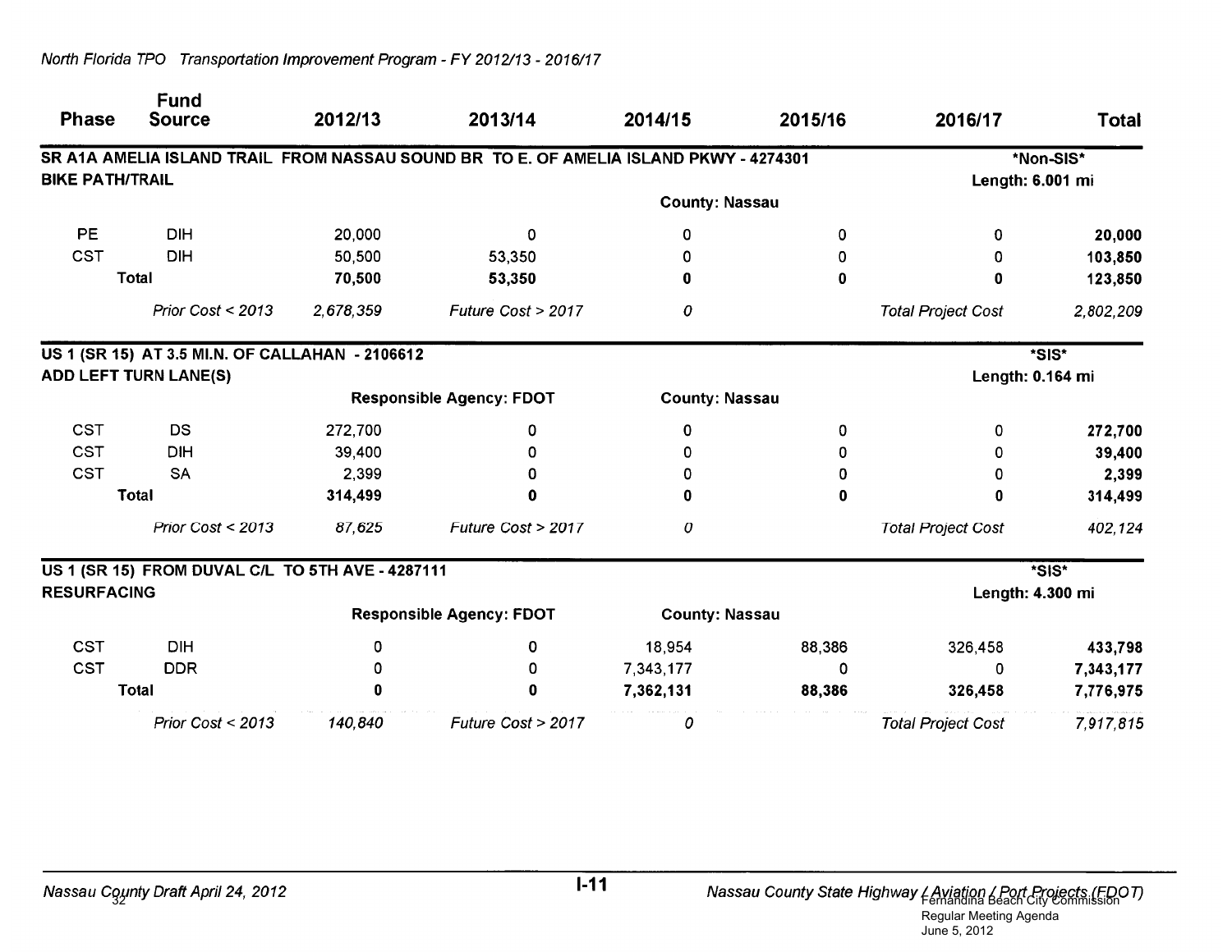| Phase | Fund Source | 2012/13 | 2013/14 | 2014/15 | 2015/16 | 2016/17 | Total |
|---|---|---|---|---|---|---|---|
| **SR A1A AMELIA ISLAND TRAIL FROM NASSAU SOUND BR TO E. OF AMELIA ISLAND PKWY - 4274301** | | | | | | ***Non-SIS*** | |
| **BIKE PATH/TRAIL** | | | | | | **Length: 6.001 mi** | |
| | | | | **County: Nassau** | | | |
| PE | DIH | 20,000 | 0 | 0 | 0 | 0 | **20,000** |
| CST | DIH | 50,500 | 53,350 | 0 | 0 | 0 | **103,850** |
| **Total** | | **70,500** | **53,350** | **0** | **0** | **0** | **123,850** |
| | *Prior Cost < 2013* | *2,678,359* | *Future Cost > 2017* | *0* | | *Total Project Cost* | *2,802,209* |
| **US 1 (SR 15) AT 3.5 MI.N. OF CALLAHAN - 2106612** | | | | | | ***SIS*** | |
| **ADD LEFT TURN LANE(S)** | | | | | | **Length: 0.164 mi** | |
| | | **Responsible Agency: FDOT** | | **County: Nassau** | | | |
| CST | DS | 272,700 | 0 | 0 | 0 | 0 | **272,700** |
| CST | DIH | 39,400 | 0 | 0 | 0 | 0 | **39,400** |
| CST | SA | 2,399 | 0 | 0 | 0 | 0 | **2,399** |
| **Total** | | **314,499** | **0** | **0** | **0** | **0** | **314,499** |
| | *Prior Cost < 2013* | *87,625* | *Future Cost > 2017* | *0* | | *Total Project Cost* | *402,124* |
| **US 1 (SR 15) FROM DUVAL C/L TO 5TH AVE - 4287111** | | | | | | ***SIS*** | |
| **RESURFACING** | | | | | | **Length: 4.300 mi** | |
| | | **Responsible Agency: FDOT** | | **County: Nassau** | | | |
| CST | DIH | 0 | 0 | 18,954 | 88,386 | 326,458 | **433,798** |
| CST | DDR | 0 | 0 | 7,343,177 | 0 | 0 | **7,343,177** |
| **Total** | | **0** | **0** | **7,362,131** | **88,386** | **326,458** | **7,776,975** |
| | *Prior Cost < 2013* | *140,840* | *Future Cost > 2017* | *0* | | *Total Project Cost* | *7,917,815* |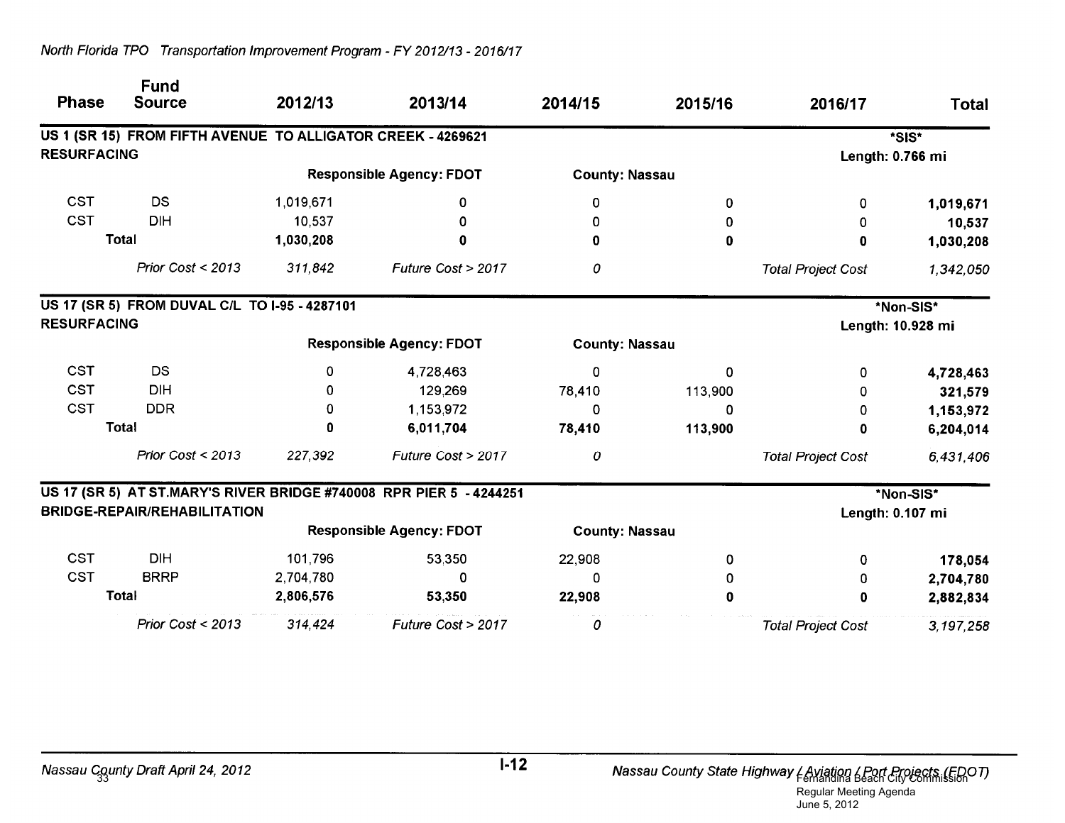| Phase | Fund Source | 2012/13 | 2013/14 | 2014/15 | 2015/16 | 2016/17 | Total |
|---|---|---|---|---|---|---|---|
| **US 1 (SR 15) FROM FIFTH AVENUE TO ALLIGATOR CREEK - 4269621** | | | | | | | ***SIS*** |
| **RESURFACING** | | | | | | | **Length: 0.766 mi** |
| | | | **Responsible Agency: FDOT** | **County: Nassau** | | | |
| CST | DS | 1,019,671 | 0 | 0 | 0 | 0 | **1,019,671** |
| CST | DIH | 10,537 | 0 | 0 | 0 | 0 | **10,537** |
| **Total** | | **1,030,208** | **0** | **0** | **0** | **0** | **1,030,208** |
| | *Prior Cost < 2013* | *311,842* | *Future Cost > 2017* | *0* | | *Total Project Cost* | *1,342,050* |
| **US 17 (SR 5) FROM DUVAL C/L TO I-95 - 4287101** | | | | | | | ***Non-SIS*** |
| **RESURFACING** | | | | | | | **Length: 10.928 mi** |
| | | | **Responsible Agency: FDOT** | **County: Nassau** | | | |
| CST | DS | 0 | 4,728,463 | 0 | 0 | 0 | **4,728,463** |
| CST | DIH | 0 | 129,269 | 78,410 | 113,900 | 0 | **321,579** |
| CST | DDR | 0 | 1,153,972 | 0 | 0 | 0 | **1,153,972** |
| **Total** | | **0** | **6,011,704** | **78,410** | **113,900** | **0** | **6,204,014** |
| | *Prior Cost < 2013* | *227,392* | *Future Cost > 2017* | *0* | | *Total Project Cost* | *6,431,406* |
| **US 17 (SR 5) AT ST.MARY'S RIVER BRIDGE #740008 RPR PIER 5 - 4244251** | | | | | | | ***Non-SIS*** |
| **BRIDGE-REPAIR/REHABILITATION** | | | | | | | **Length: 0.107 mi** |
| | | | **Responsible Agency: FDOT** | **County: Nassau** | | | |
| CST | DIH | 101,796 | 53,350 | 22,908 | 0 | 0 | **178,054** |
| CST | BRRP | 2,704,780 | 0 | 0 | 0 | 0 | **2,704,780** |
| **Total** | | **2,806,576** | **53,350** | **22,908** | **0** | **0** | **2,882,834** |
| | *Prior Cost < 2013* | *314,424* | *Future Cost > 2017* | *0* | | *Total Project Cost* | *3,197,258* |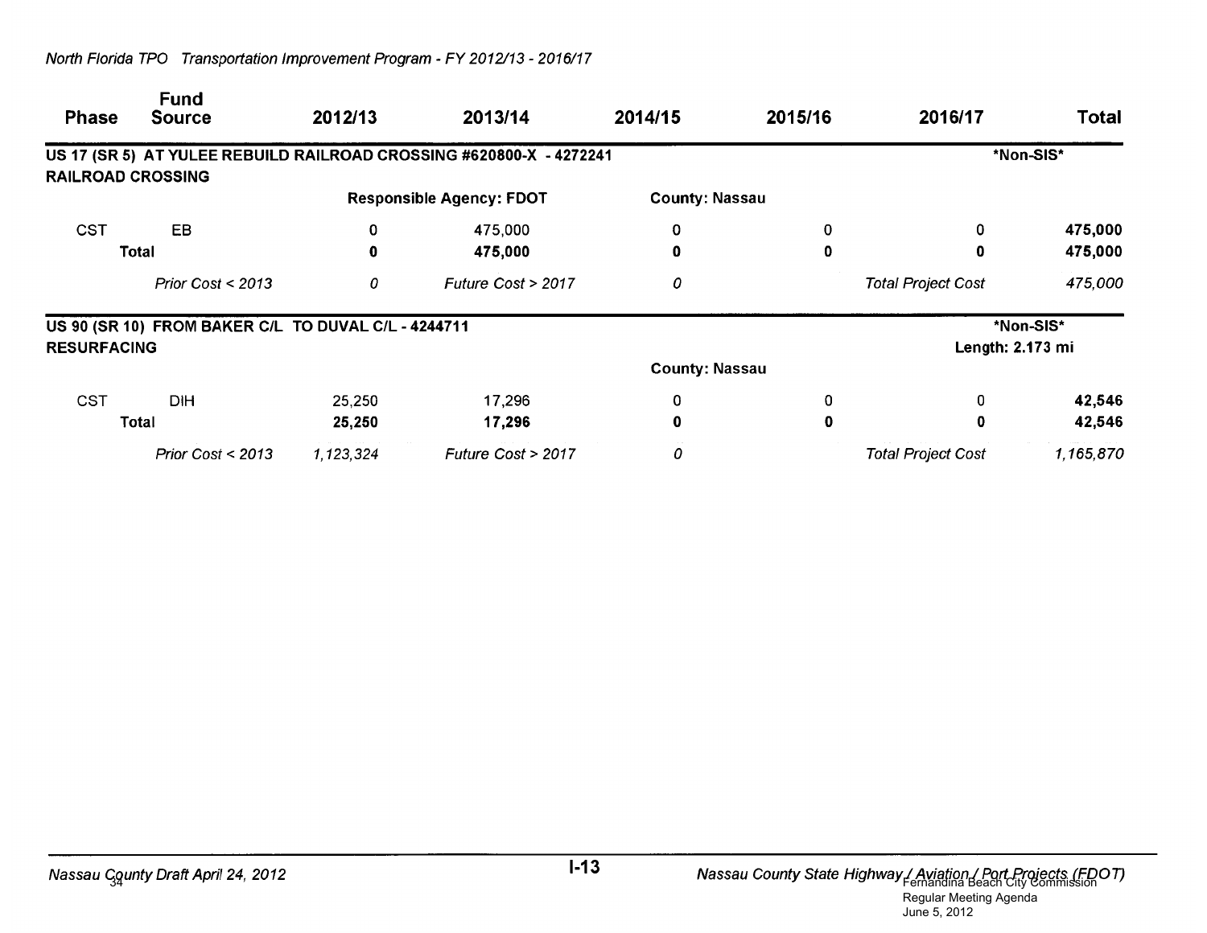| Phase | Fund Source | 2012/13 | 2013/14 | 2014/15 | 2015/16 | 2016/17 | Total |
|---|---|---|---|---|---|---|---|
| **US 17 (SR 5) AT YULEE REBUILD RAILROAD CROSSING #620800-X - 4272241** | | | | | | | ***Non-SIS*** |
| **RAILROAD CROSSING** | | | | | | | |
| | | **Responsible Agency: FDOT** | | **County: Nassau** | | | |
| CST | EB | 0 | 475,000 | 0 | 0 | 0 | **475,000** |
| **Total** | | **0** | **475,000** | **0** | **0** | **0** | **475,000** |
| | *Prior Cost < 2013* | *0* | *Future Cost > 2017* | *0* | | *Total Project Cost* | *475,000* |
| **US 90 (SR 10) FROM BAKER C/L TO DUVAL C/L - 4244711** | | | | | | | ***Non-SIS*** |
| **RESURFACING** | | | | | | | **Length: 2.173 mi** |
| | | | | **County: Nassau** | | | |
| CST | DIH | 25,250 | 17,296 | 0 | 0 | 0 | **42,546** |
| **Total** | | **25,250** | **17,296** | **0** | **0** | **0** | **42,546** |
| | *Prior Cost < 2013* | *1,123,324* | *Future Cost > 2017* | *0* | | *Total Project Cost* | *1,165,870* |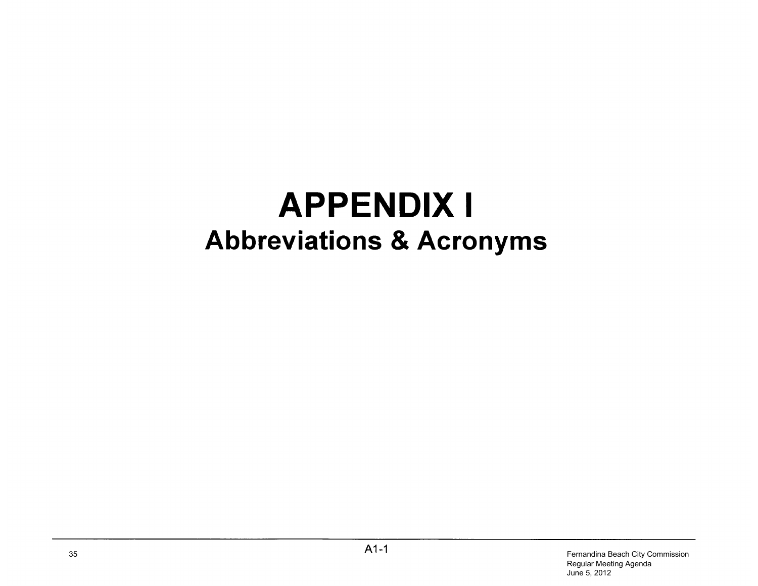# APPENDIX I

## Abbreviations & Acronyms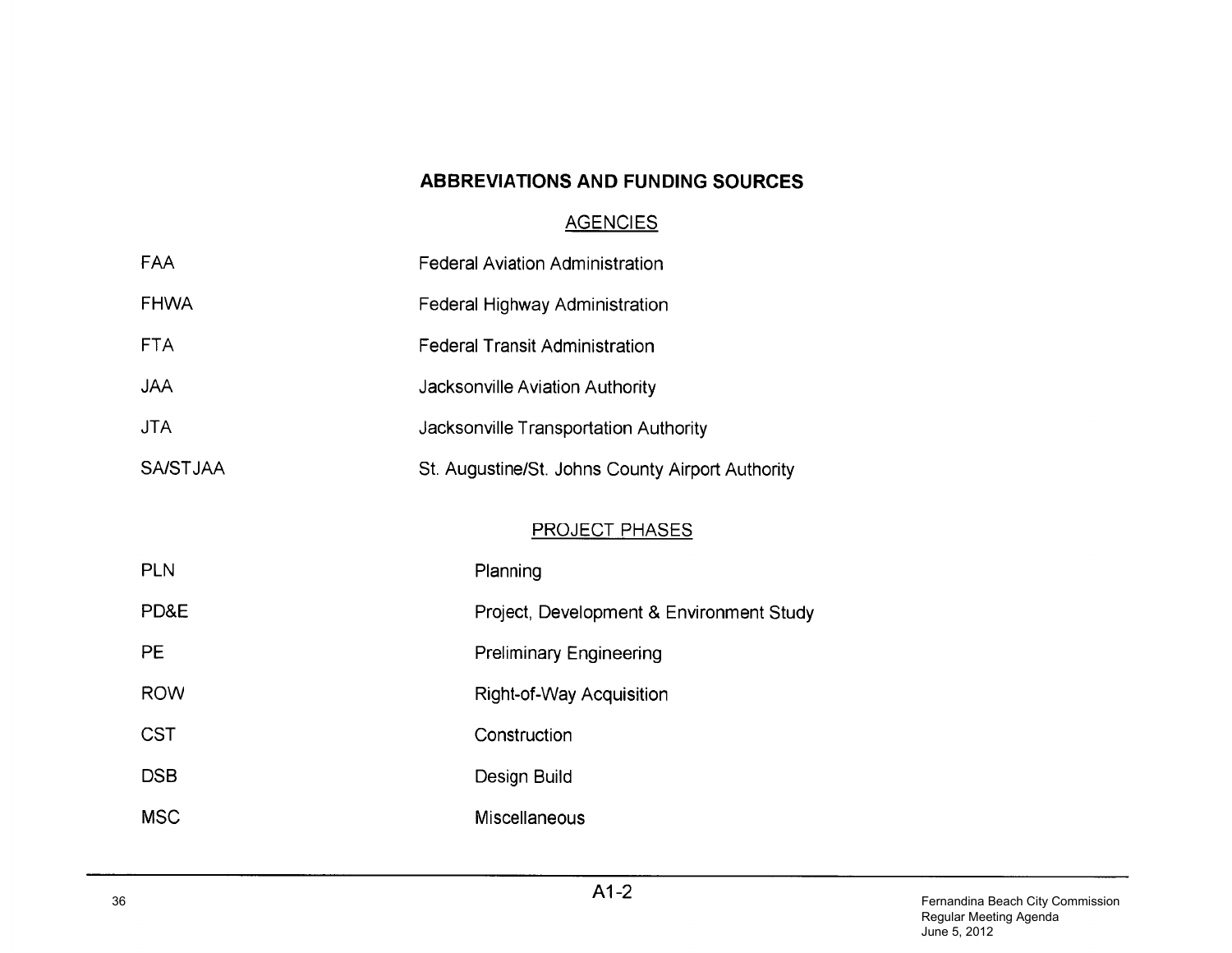# ABBREVIATIONS AND FUNDING SOURCES

## AGENCIES

| | |
|---|---|
| FAA | Federal Aviation Administration |
| FHWA | Federal Highway Administration |
| FTA | Federal Transit Administration |
| JAA | Jacksonville Aviation Authority |
| JTA | Jacksonville Transportation Authority |
| SA/STJAA | St. Augustine/St. Johns County Airport Authority |

## PROJECT PHASES

| | |
|---|---|
| PLN | Planning |
| PD&E | Project, Development & Environment Study |
| PE | Preliminary Engineering |
| ROW | Right-of-Way Acquisition |
| CST | Construction |
| DSB | Design Build |
| MSC | Miscellaneous |

A1-2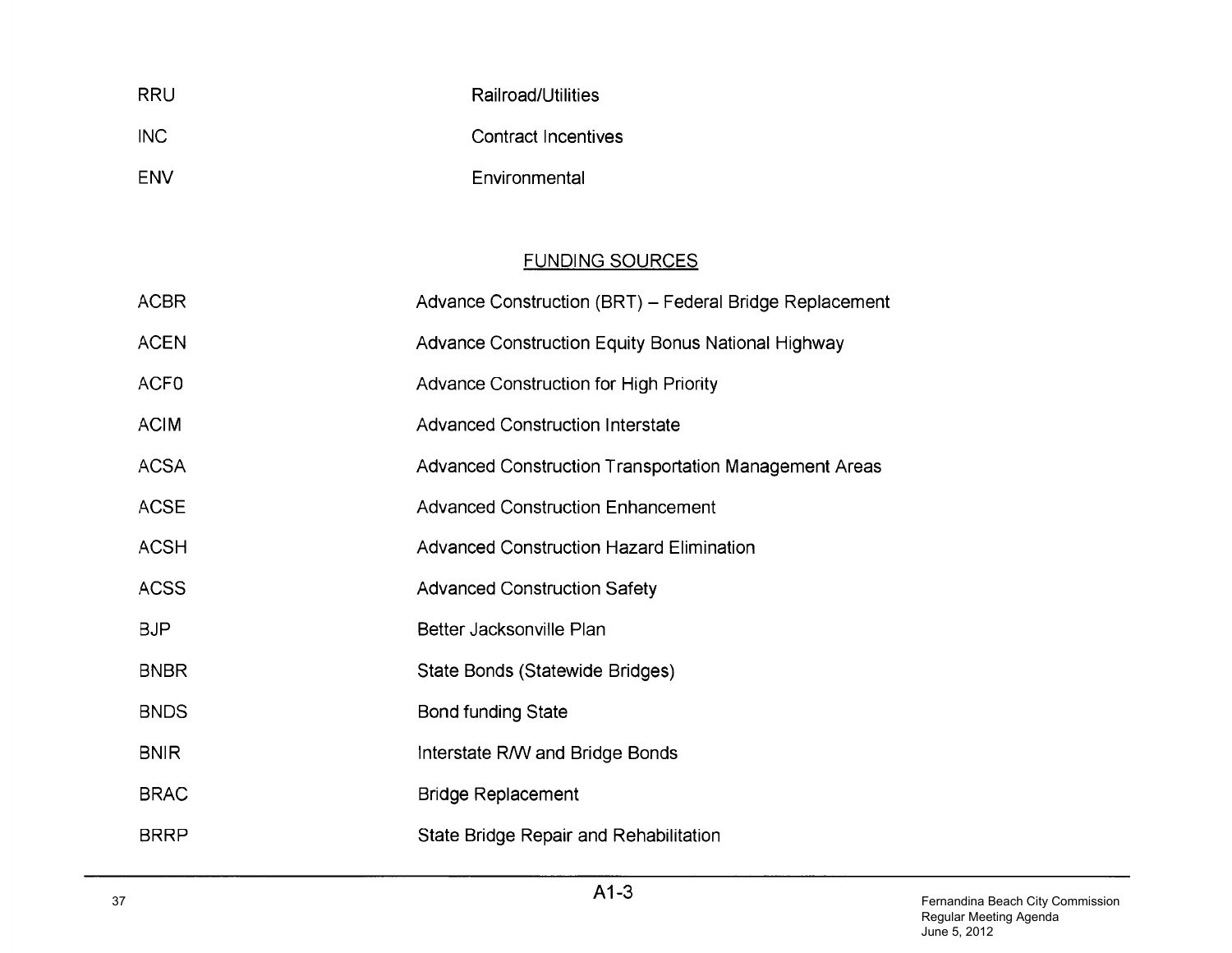| | |
|---|---|
| RRU | Railroad/Utilities |
| INC | Contract Incentives |
| ENV | Environmental |

## FUNDING SOURCES

| | |
|---|---|
| ACBR | Advance Construction (BRT) – Federal Bridge Replacement |
| ACEN | Advance Construction Equity Bonus National Highway |
| ACF0 | Advance Construction for High Priority |
| ACIM | Advanced Construction Interstate |
| ACSA | Advanced Construction Transportation Management Areas |
| ACSE | Advanced Construction Enhancement |
| ACSH | Advanced Construction Hazard Elimination |
| ACSS | Advanced Construction Safety |
| BJP | Better Jacksonville Plan |
| BNBR | State Bonds (Statewide Bridges) |
| BNDS | Bond funding State |
| BNIR | Interstate R/W and Bridge Bonds |
| BRAC | Bridge Replacement |
| BRRP | State Bridge Repair and Rehabilitation |

A1-3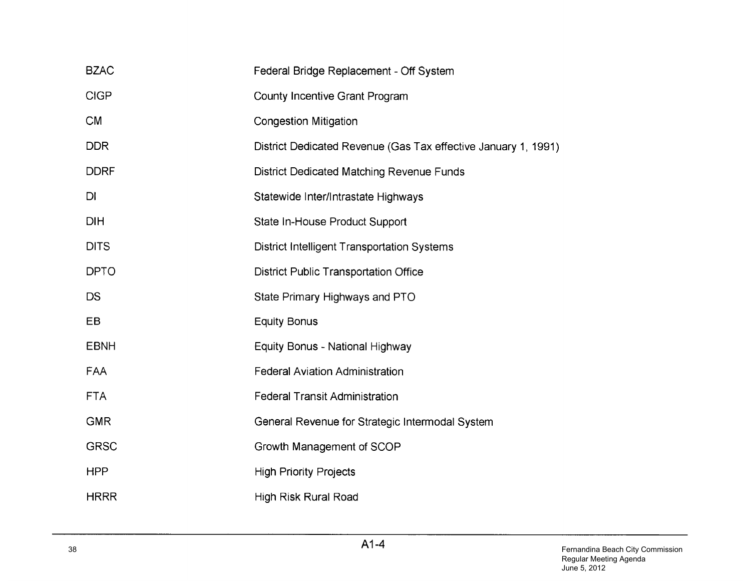| | |
|---|---|
| BZAC | Federal Bridge Replacement - Off System |
| CIGP | County Incentive Grant Program |
| CM | Congestion Mitigation |
| DDR | District Dedicated Revenue (Gas Tax effective January 1, 1991) |
| DDRF | District Dedicated Matching Revenue Funds |
| DI | Statewide Inter/Intrastate Highways |
| DIH | State In-House Product Support |
| DITS | District Intelligent Transportation Systems |
| DPTO | District Public Transportation Office |
| DS | State Primary Highways and PTO |
| EB | Equity Bonus |
| EBNH | Equity Bonus - National Highway |
| FAA | Federal Aviation Administration |
| FTA | Federal Transit Administration |
| GMR | General Revenue for Strategic Intermodal System |
| GRSC | Growth Management of SCOP |
| HPP | High Priority Projects |
| HRRR | High Risk Rural Road |

A1-4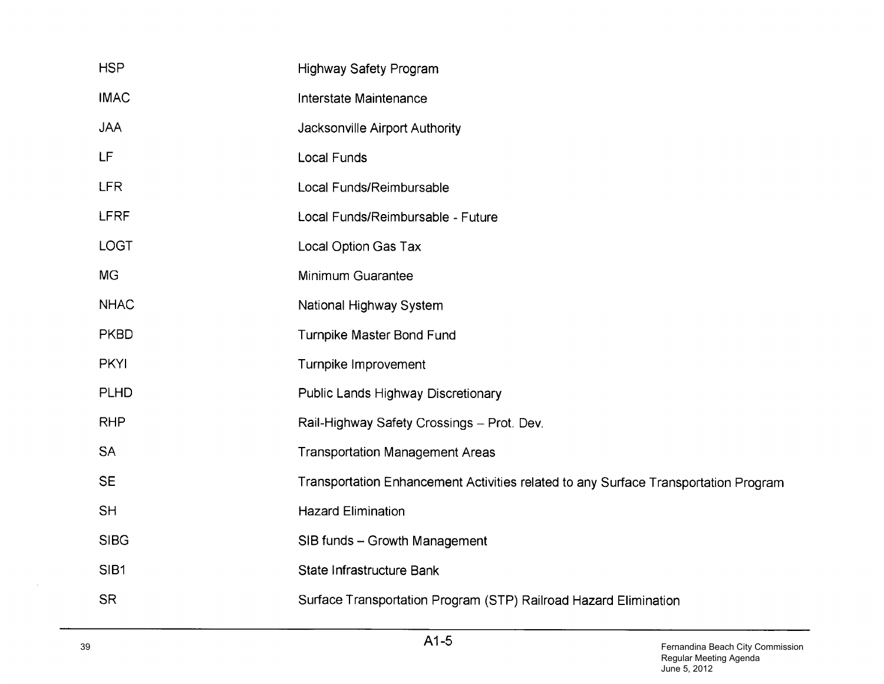| | |
|---|---|
| HSP | Highway Safety Program |
| IMAC | Interstate Maintenance |
| JAA | Jacksonville Airport Authority |
| LF | Local Funds |
| LFR | Local Funds/Reimbursable |
| LFRF | Local Funds/Reimbursable - Future |
| LOGT | Local Option Gas Tax |
| MG | Minimum Guarantee |
| NHAC | National Highway System |
| PKBD | Turnpike Master Bond Fund |
| PKYI | Turnpike Improvement |
| PLHD | Public Lands Highway Discretionary |
| RHP | Rail-Highway Safety Crossings – Prot. Dev. |
| SA | Transportation Management Areas |
| SE | Transportation Enhancement Activities related to any Surface Transportation Program |
| SH | Hazard Elimination |
| SIBG | SIB funds – Growth Management |
| SIB1 | State Infrastructure Bank |
| SR | Surface Transportation Program (STP) Railroad Hazard Elimination |

A1-5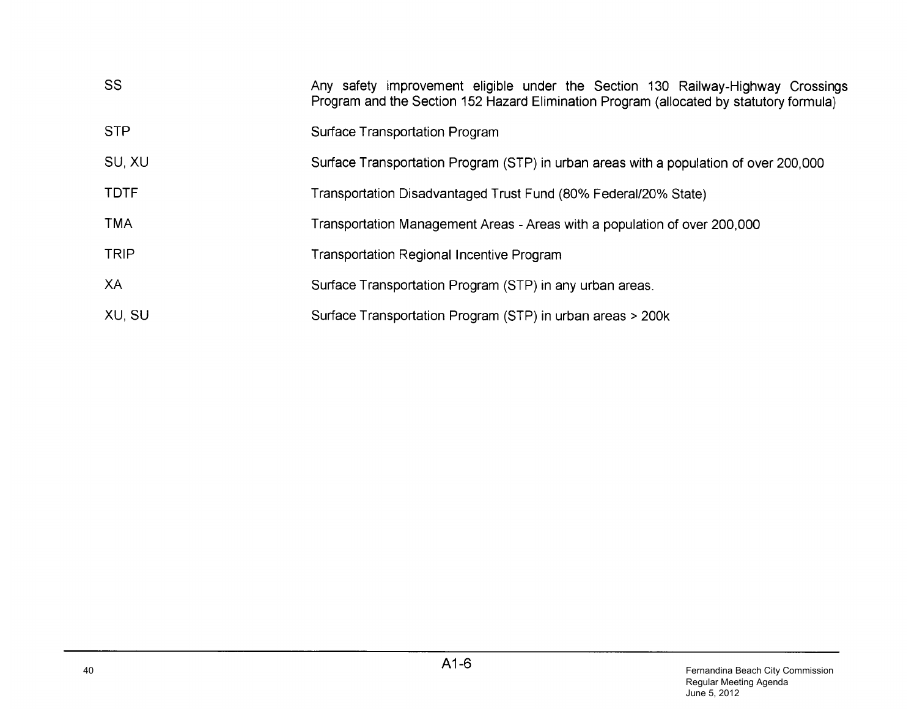| | |
|---|---|
| SS | Any safety improvement eligible under the Section 130 Railway-Highway Crossings Program and the Section 152 Hazard Elimination Program (allocated by statutory formula) |
| STP | Surface Transportation Program |
| SU, XU | Surface Transportation Program (STP) in urban areas with a population of over 200,000 |
| TDTF | Transportation Disadvantaged Trust Fund (80% Federal/20% State) |
| TMA | Transportation Management Areas - Areas with a population of over 200,000 |
| TRIP | Transportation Regional Incentive Program |
| XA | Surface Transportation Program (STP) in any urban areas. |
| XU, SU | Surface Transportation Program (STP) in urban areas > 200k |

A1-6